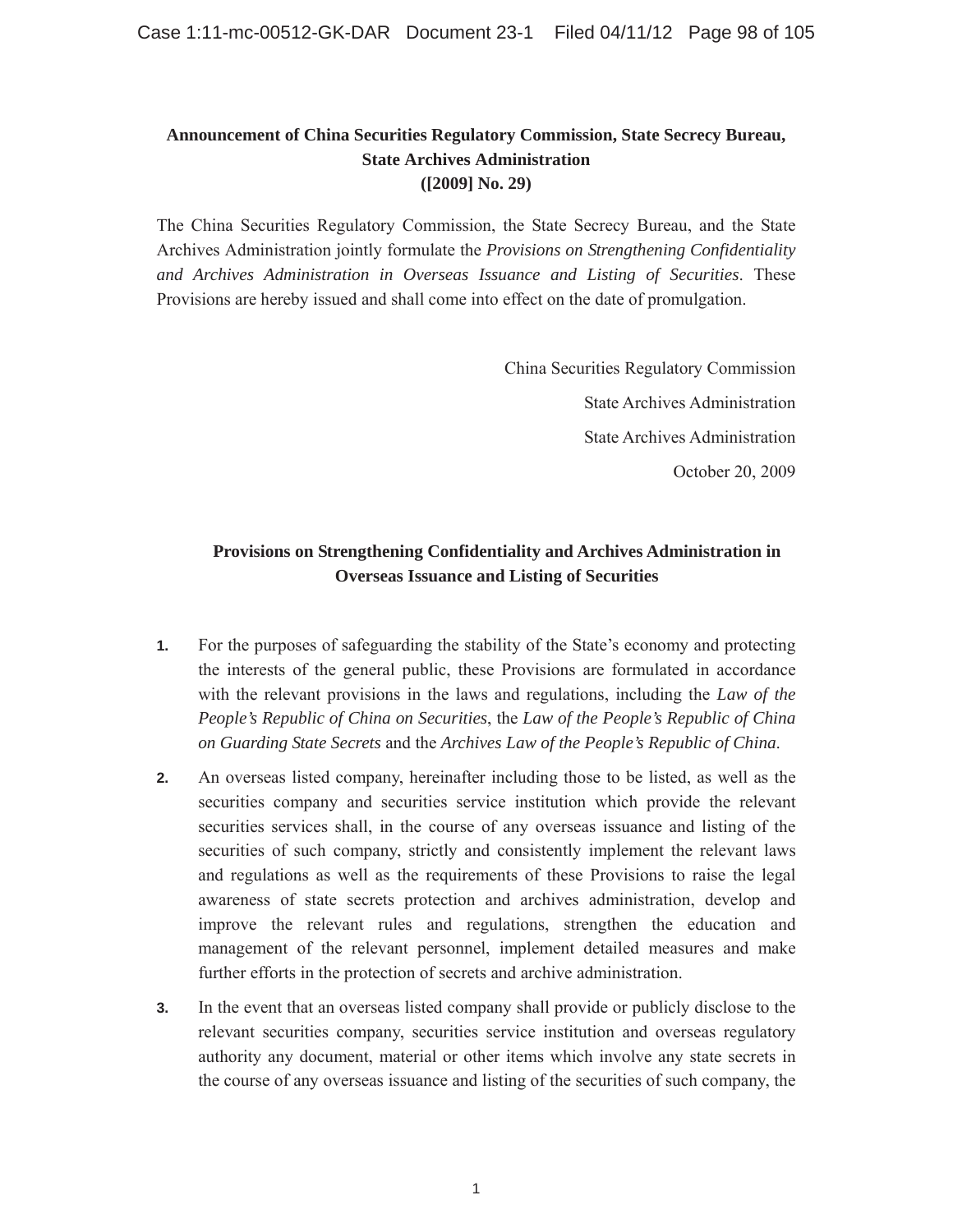**Announcement of China Securities Regulatory Commission, State Secrecy Bureau, State Archives Administration**
**([2009] No. 29)**

The China Securities Regulatory Commission, the State Secrecy Bureau, and the State Archives Administration jointly formulate the *Provisions on Strengthening Confidentiality and Archives Administration in Overseas Issuance and Listing of Securities*. These Provisions are hereby issued and shall come into effect on the date of promulgation.

China Securities Regulatory Commission

State Archives Administration

State Archives Administration

October 20, 2009

**Provisions on Strengthening Confidentiality and Archives Administration in Overseas Issuance and Listing of Securities**

1. For the purposes of safeguarding the stability of the State's economy and protecting the interests of the general public, these Provisions are formulated in accordance with the relevant provisions in the laws and regulations, including the *Law of the People's Republic of China on Securities*, the *Law of the People's Republic of China on Guarding State Secrets* and the *Archives Law of the People's Republic of China*.

2. An overseas listed company, hereinafter including those to be listed, as well as the securities company and securities service institution which provide the relevant securities services shall, in the course of any overseas issuance and listing of the securities of such company, strictly and consistently implement the relevant laws and regulations as well as the requirements of these Provisions to raise the legal awareness of state secrets protection and archives administration, develop and improve the relevant rules and regulations, strengthen the education and management of the relevant personnel, implement detailed measures and make further efforts in the protection of secrets and archive administration.

3. In the event that an overseas listed company shall provide or publicly disclose to the relevant securities company, securities service institution and overseas regulatory authority any document, material or other items which involve any state secrets in the course of any overseas issuance and listing of the securities of such company, the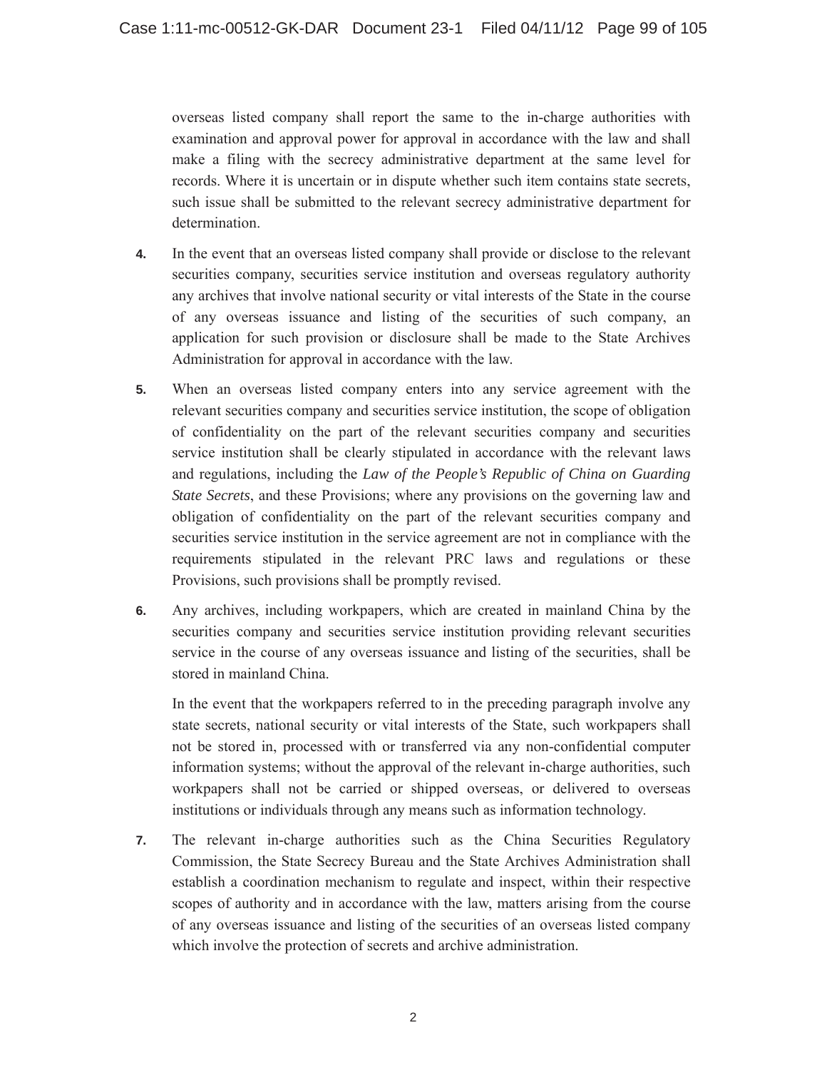overseas listed company shall report the same to the in-charge authorities with examination and approval power for approval in accordance with the law and shall make a filing with the secrecy administrative department at the same level for records. Where it is uncertain or in dispute whether such item contains state secrets, such issue shall be submitted to the relevant secrecy administrative department for determination.

4. In the event that an overseas listed company shall provide or disclose to the relevant securities company, securities service institution and overseas regulatory authority any archives that involve national security or vital interests of the State in the course of any overseas issuance and listing of the securities of such company, an application for such provision or disclosure shall be made to the State Archives Administration for approval in accordance with the law.

5. When an overseas listed company enters into any service agreement with the relevant securities company and securities service institution, the scope of obligation of confidentiality on the part of the relevant securities company and securities service institution shall be clearly stipulated in accordance with the relevant laws and regulations, including the *Law of the People's Republic of China on Guarding State Secrets*, and these Provisions; where any provisions on the governing law and obligation of confidentiality on the part of the relevant securities company and securities service institution in the service agreement are not in compliance with the requirements stipulated in the relevant PRC laws and regulations or these Provisions, such provisions shall be promptly revised.

6. Any archives, including workpapers, which are created in mainland China by the securities company and securities service institution providing relevant securities service in the course of any overseas issuance and listing of the securities, shall be stored in mainland China.

   In the event that the workpapers referred to in the preceding paragraph involve any state secrets, national security or vital interests of the State, such workpapers shall not be stored in, processed with or transferred via any non-confidential computer information systems; without the approval of the relevant in-charge authorities, such workpapers shall not be carried or shipped overseas, or delivered to overseas institutions or individuals through any means such as information technology.

7. The relevant in-charge authorities such as the China Securities Regulatory Commission, the State Secrecy Bureau and the State Archives Administration shall establish a coordination mechanism to regulate and inspect, within their respective scopes of authority and in accordance with the law, matters arising from the course of any overseas issuance and listing of the securities of an overseas listed company which involve the protection of secrets and archive administration.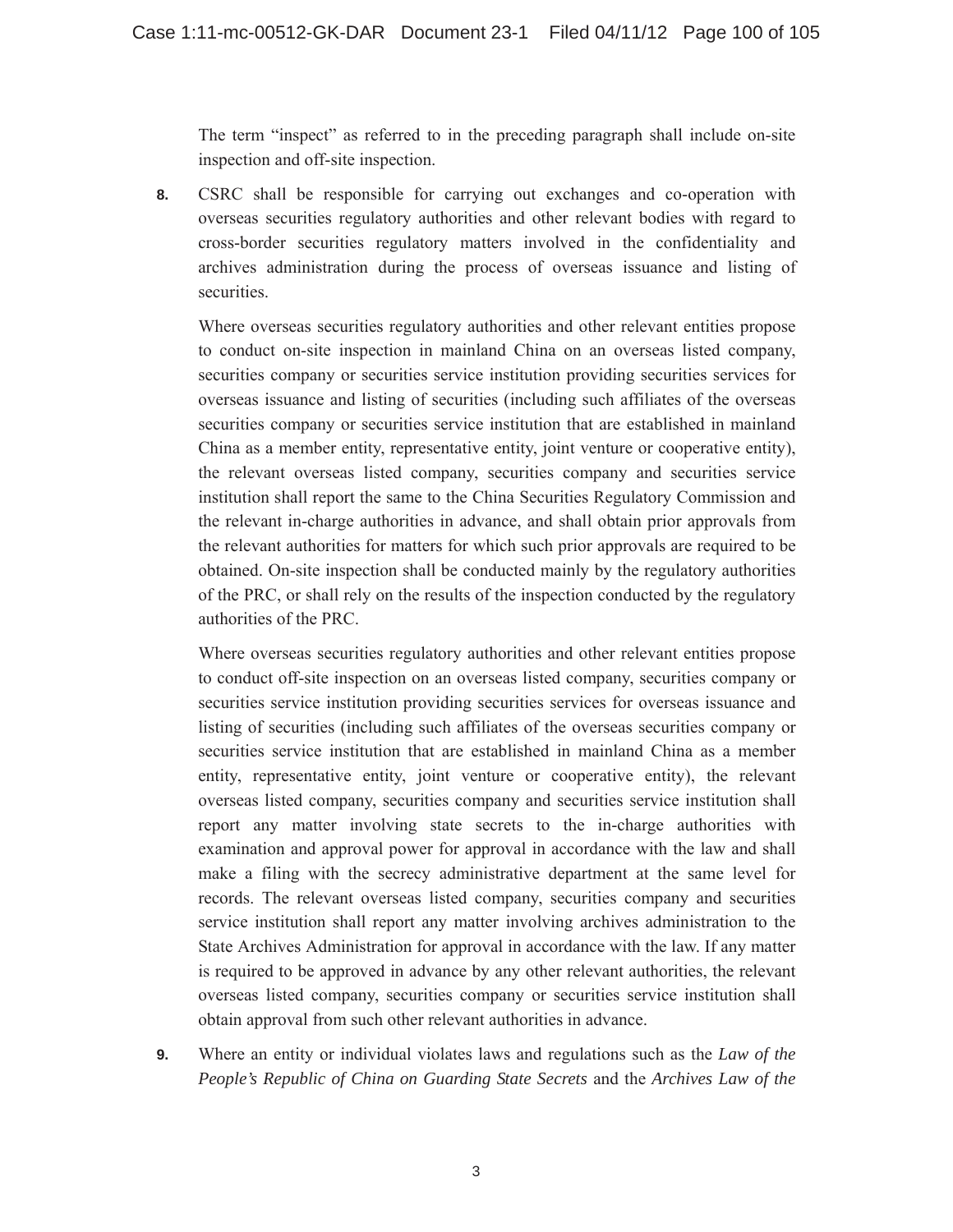The term "inspect" as referred to in the preceding paragraph shall include on-site inspection and off-site inspection.

**8.** CSRC shall be responsible for carrying out exchanges and co-operation with overseas securities regulatory authorities and other relevant bodies with regard to cross-border securities regulatory matters involved in the confidentiality and archives administration during the process of overseas issuance and listing of securities.

Where overseas securities regulatory authorities and other relevant entities propose to conduct on-site inspection in mainland China on an overseas listed company, securities company or securities service institution providing securities services for overseas issuance and listing of securities (including such affiliates of the overseas securities company or securities service institution that are established in mainland China as a member entity, representative entity, joint venture or cooperative entity), the relevant overseas listed company, securities company and securities service institution shall report the same to the China Securities Regulatory Commission and the relevant in-charge authorities in advance, and shall obtain prior approvals from the relevant authorities for matters for which such prior approvals are required to be obtained. On-site inspection shall be conducted mainly by the regulatory authorities of the PRC, or shall rely on the results of the inspection conducted by the regulatory authorities of the PRC.

Where overseas securities regulatory authorities and other relevant entities propose to conduct off-site inspection on an overseas listed company, securities company or securities service institution providing securities services for overseas issuance and listing of securities (including such affiliates of the overseas securities company or securities service institution that are established in mainland China as a member entity, representative entity, joint venture or cooperative entity), the relevant overseas listed company, securities company and securities service institution shall report any matter involving state secrets to the in-charge authorities with examination and approval power for approval in accordance with the law and shall make a filing with the secrecy administrative department at the same level for records. The relevant overseas listed company, securities company and securities service institution shall report any matter involving archives administration to the State Archives Administration for approval in accordance with the law. If any matter is required to be approved in advance by any other relevant authorities, the relevant overseas listed company, securities company or securities service institution shall obtain approval from such other relevant authorities in advance.

**9.** Where an entity or individual violates laws and regulations such as the *Law of the People's Republic of China on Guarding State Secrets* and the *Archives Law of the*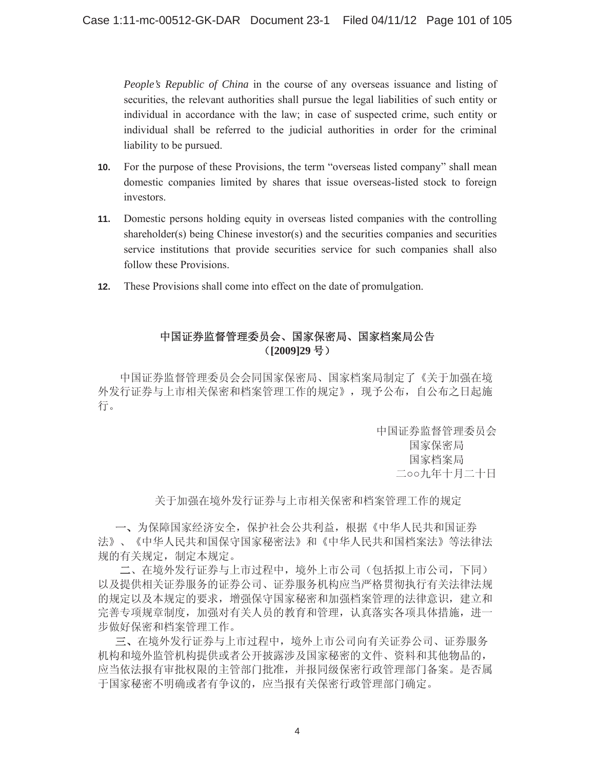*People's Republic of China* in the course of any overseas issuance and listing of securities, the relevant authorities shall pursue the legal liabilities of such entity or individual in accordance with the law; in case of suspected crime, such entity or individual shall be referred to the judicial authorities in order for the criminal liability to be pursued.

**10.** For the purpose of these Provisions, the term "overseas listed company" shall mean domestic companies limited by shares that issue overseas-listed stock to foreign investors.

**11.** Domestic persons holding equity in overseas listed companies with the controlling shareholder(s) being Chinese investor(s) and the securities companies and securities service institutions that provide securities service for such companies shall also follow these Provisions.

**12.** These Provisions shall come into effect on the date of promulgation.

## 中国证券监督管理委员会、国家保密局、国家档案局公告 （[2009]29 号）

中国证券监督管理委员会会同国家保密局、国家档案局制定了《关于加强在境外发行证券与上市相关保密和档案管理工作的规定》，现予公布，自公布之日起施行。

中国证券监督管理委员会
国家保密局
国家档案局
二○○九年十月二十日

关于加强在境外发行证券与上市相关保密和档案管理工作的规定

一、为保障国家经济安全，保护社会公共利益，根据《中华人民共和国证券法》、《中华人民共和国保守国家秘密法》和《中华人民共和国档案法》等法律法规的有关规定，制定本规定。

二、在境外发行证券与上市过程中，境外上市公司（包括拟上市公司，下同）以及提供相关证券服务的证券公司、证券服务机构应当严格贯彻执行有关法律法规的规定以及本规定的要求，增强保守国家秘密和加强档案管理的法律意识，建立和完善专项规章制度，加强对有关人员的教育和管理，认真落实各项具体措施，进一步做好保密和档案管理工作。

三、在境外发行证券与上市过程中，境外上市公司向有关证券公司、证券服务机构和境外监管机构提供或者公开披露涉及国家秘密的文件、资料和其他物品的，应当依法报有审批权限的主管部门批准，并报同级保密行政管理部门备案。是否属于国家秘密不明确或者有争议的，应当报有关保密行政管理部门确定。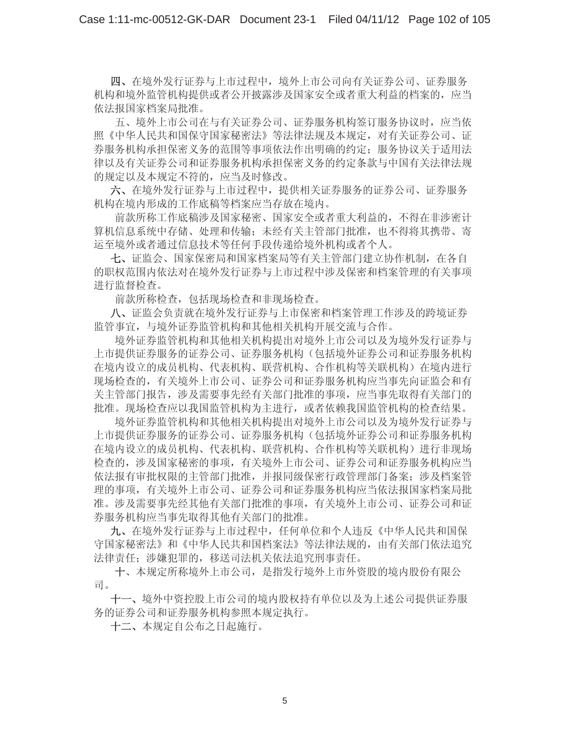**四、**在境外发行证券与上市过程中，境外上市公司向有关证券公司、证券服务机构和境外监管机构提供或者公开披露涉及国家安全或者重大利益的档案的，应当依法报国家档案局批准。

五、境外上市公司在与有关证券公司、证券服务机构签订服务协议时，应当依照《中华人民共和国保守国家秘密法》等法律法规及本规定，对有关证券公司、证券服务机构承担保密义务的范围等事项依法作出明确的约定；服务协议关于适用法律以及有关证券公司和证券服务机构承担保密义务的约定条款与中国有关法律法规的规定以及本规定不符的，应当及时修改。

**六、**在境外发行证券与上市过程中，提供相关证券服务的证券公司、证券服务机构在境内形成的工作底稿等档案应当存放在境内。

前款所称工作底稿涉及国家秘密、国家安全或者重大利益的，不得在非涉密计算机信息系统中存储、处理和传输；未经有关主管部门批准，也不得将其携带、寄运至境外或者通过信息技术等任何手段传递给境外机构或者个人。

**七、**证监会、国家保密局和国家档案局等有关主管部门建立协作机制，在各自的职权范围内依法对在境外发行证券与上市过程中涉及保密和档案管理的有关事项进行监督检查。

前款所称检查，包括现场检查和非现场检查。

**八、**证监会负责就在境外发行证券与上市保密和档案管理工作涉及的跨境证券监管事宜，与境外证券监管机构和其他相关机构开展交流与合作。

境外证券监管机构和其他相关机构提出对境外上市公司以及为境外发行证券与上市提供证券服务的证券公司、证券服务机构（包括境外证券公司和证券服务机构在境内设立的成员机构、代表机构、联营机构、合作机构等关联机构）在境内进行现场检查的，有关境外上市公司、证券公司和证券服务机构应当事先向证监会和有关主管部门报告，涉及需要事先经有关部门批准的事项，应当事先取得有关部门的批准。现场检查应以我国监管机构为主进行，或者依赖我国监管机构的检查结果。

境外证券监管机构和其他相关机构提出对境外上市公司以及为境外发行证券与上市提供证券服务的证券公司、证券服务机构（包括境外证券公司和证券服务机构在境内设立的成员机构、代表机构、联营机构、合作机构等关联机构）进行非现场检查的，涉及国家秘密的事项，有关境外上市公司、证券公司和证券服务机构应当依法报有审批权限的主管部门批准，并报同级保密行政管理部门备案；涉及档案管理的事项，有关境外上市公司、证券公司和证券服务机构应当依法报国家档案局批准。涉及需要事先经其他有关部门批准的事项，有关境外上市公司、证券公司和证券服务机构应当事先取得其他有关部门的批准。

**九、**在境外发行证券与上市过程中，任何单位和个人违反《中华人民共和国保守国家秘密法》和《中华人民共和国档案法》等法律法规的，由有关部门依法追究法律责任；涉嫌犯罪的，移送司法机关依法追究刑事责任。

十、本规定所称境外上市公司，是指发行境外上市外资股的境内股份有限公司。

**十一、**境外中资控股上市公司的境内股权持有单位以及为上述公司提供证券服务的证券公司和证券服务机构参照本规定执行。

**十二、**本规定自公布之日起施行。